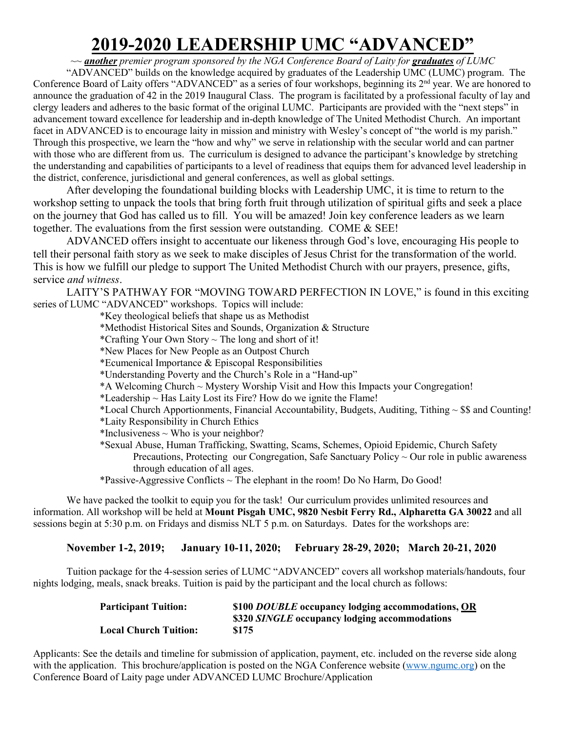# 2019-2020 LEADERSHIP UMC "ADVANCED"

~~ ***another*** *premier program sponsored by the NGA Conference Board of Laity for* ***graduates*** *of LUMC*

"ADVANCED" builds on the knowledge acquired by graduates of the Leadership UMC (LUMC) program. The Conference Board of Laity offers "ADVANCED" as a series of four workshops, beginning its 2nd year. We are honored to announce the graduation of 42 in the 2019 Inaugural Class. The program is facilitated by a professional faculty of lay and clergy leaders and adheres to the basic format of the original LUMC. Participants are provided with the "next steps" in advancement toward excellence for leadership and in-depth knowledge of The United Methodist Church. An important facet in ADVANCED is to encourage laity in mission and ministry with Wesley's concept of "the world is my parish." Through this prospective, we learn the "how and why" we serve in relationship with the secular world and can partner with those who are different from us. The curriculum is designed to advance the participant's knowledge by stretching the understanding and capabilities of participants to a level of readiness that equips them for advanced level leadership in the district, conference, jurisdictional and general conferences, as well as global settings.

After developing the foundational building blocks with Leadership UMC, it is time to return to the workshop setting to unpack the tools that bring forth fruit through utilization of spiritual gifts and seek a place on the journey that God has called us to fill. You will be amazed! Join key conference leaders as we learn together. The evaluations from the first session were outstanding. COME & SEE!

ADVANCED offers insight to accentuate our likeness through God's love, encouraging His people to tell their personal faith story as we seek to make disciples of Jesus Christ for the transformation of the world. This is how we fulfill our pledge to support The United Methodist Church with our prayers, presence, gifts, service *and witness*.

LAITY'S PATHWAY FOR "MOVING TOWARD PERFECTION IN LOVE," is found in this exciting series of LUMC "ADVANCED" workshops. Topics will include:

*Key theological beliefs that shape us as Methodist
*Methodist Historical Sites and Sounds, Organization & Structure
*Crafting Your Own Story ~ The long and short of it!
*New Places for New People as an Outpost Church
*Ecumenical Importance & Episcopal Responsibilities
*Understanding Poverty and the Church's Role in a "Hand-up"
*A Welcoming Church ~ Mystery Worship Visit and How this Impacts your Congregation!
*Leadership ~ Has Laity Lost its Fire? How do we ignite the Flame!
*Local Church Apportionments, Financial Accountability, Budgets, Auditing, Tithing ~ $$ and Counting!
*Laity Responsibility in Church Ethics
*Inclusiveness ~ Who is your neighbor?
*Sexual Abuse, Human Trafficking, Swatting, Scams, Schemes, Opioid Epidemic, Church Safety Precautions, Protecting our Congregation, Safe Sanctuary Policy ~ Our role in public awareness through education of all ages.
*Passive-Aggressive Conflicts ~ The elephant in the room! Do No Harm, Do Good!

We have packed the toolkit to equip you for the task! Our curriculum provides unlimited resources and information. All workshop will be held at **Mount Pisgah UMC, 9820 Nesbit Ferry Rd., Alpharetta GA 30022** and all sessions begin at 5:30 p.m. on Fridays and dismiss NLT 5 p.m. on Saturdays. Dates for the workshops are:

**November 1-2, 2019; January 10-11, 2020; February 28-29, 2020; March 20-21, 2020**

Tuition package for the 4-session series of LUMC "ADVANCED" covers all workshop materials/handouts, four nights lodging, meals, snack breaks. Tuition is paid by the participant and the local church as follows:

| | |
|---|---|
| **Participant Tuition:** | **$100 *DOUBLE* occupancy lodging accommodations, <u>OR</u>** |
| | **$320 *SINGLE* occupancy lodging accommodations** |
| **Local Church Tuition:** | **$175** |

Applicants: See the details and timeline for submission of application, payment, etc. included on the reverse side along with the application. This brochure/application is posted on the NGA Conference website (www.ngumc.org) on the Conference Board of Laity page under ADVANCED LUMC Brochure/Application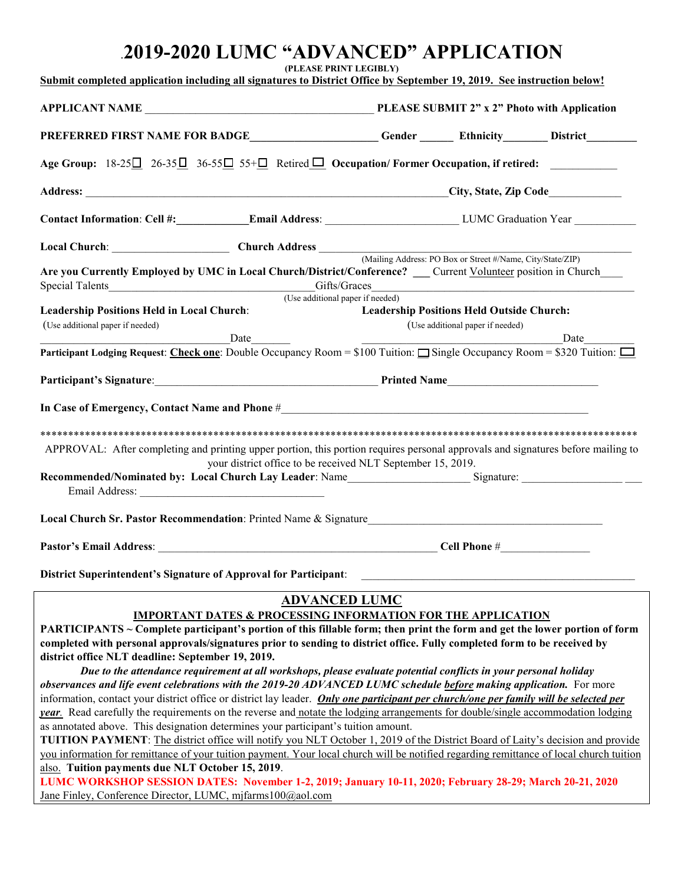# .2019-2020 LUMC "ADVANCED" APPLICATION

**(PLEASE PRINT LEGIBLY)**

**Submit completed application including all signatures to District Office by September 19, 2019. See instruction below!**

**APPLICANT NAME** ________________________________________ **PLEASE SUBMIT 2" x 2" Photo with Application**

**PREFERRED FIRST NAME FOR BADGE**______________________ **Gender** ______ **Ethnicity**________ **District**_________

**Age Group:** 18-25☐ 26-35☐ 36-55☐ 55+☐ Retired ☐ **Occupation/ Former Occupation, if retired:** ____________

**Address:** _______________________________________________________________**City, State, Zip Code**_____________

**Contact Information**: **Cell #:**_____________**Email Address**: _______________________ LUMC Graduation Year ___________

**Local Church**: _____________________ **Church Address** _______________________________________________________

(Mailing Address: PO Box or Street #/Name, City/State/ZIP)

**Are you Currently Employed by UMC in Local Church/District/Conference?** ___ Current Volunteer position in Church____

Special Talents_________________________________Gifts/Graces_______________________________________________

(Use additional paper if needed)

**Leadership Positions Held in Local Church**:

(Use additional paper if needed)

________________________________Date_______

**Leadership Positions Held Outside Church:**

(Use additional paper if needed)

______________________________________Date_________

**Participant Lodging Request**: **Check one**: Double Occupancy Room = $100 Tuition: ☐ Single Occupancy Room = $320 Tuition: ☐

**Participant's Signature**:_______________________________________ **Printed Name**___________________________

**In Case of Emergency, Contact Name and Phone #**_______________________________________________________

*****************************************************************************************************

APPROVAL: After completing and printing upper portion, this portion requires personal approvals and signatures before mailing to your district office to be received NLT September 15, 2019.

**Recommended/Nominated by: Local Church Lay Leader**: Name______________________ Signature: __________________ ___

Email Address: _________________________________

**Local Church Sr. Pastor Recommendation**: Printed Name & Signature___________________________________________

**Pastor's Email Address**: ______________________________________________________ **Cell Phone #**________________

**District Superintendent's Signature of Approval for Participant**: ________________________________________________

## ADVANCED LUMC

**IMPORTANT DATES & PROCESSING INFORMATION FOR THE APPLICATION**

**PARTICIPANTS ~ Complete participant's portion of this fillable form; then print the form and get the lower portion of form completed with personal approvals/signatures prior to sending to district office. Fully completed form to be received by district office NLT deadline: September 19, 2019.**

***Due to the attendance requirement at all workshops, please evaluate potential conflicts in your personal holiday observances and life event celebrations with the 2019-20 ADVANCED LUMC schedule before making application.*** For more information, contact your district office or district lay leader. ***Only one participant per church/one per family will be selected per year.*** Read carefully the requirements on the reverse and notate the lodging arrangements for double/single accommodation lodging as annotated above. This designation determines your participant's tuition amount.

**TUITION PAYMENT**: The district office will notify you NLT October 1, 2019 of the District Board of Laity's decision and provide you information for remittance of your tuition payment. Your local church will be notified regarding remittance of local church tuition also. **Tuition payments due NLT October 15, 2019**.

**LUMC WORKSHOP SESSION DATES: November 1-2, 2019; January 10-11, 2020; February 28-29; March 20-21, 2020**

Jane Finley, Conference Director, LUMC, mjfarms100@aol.com